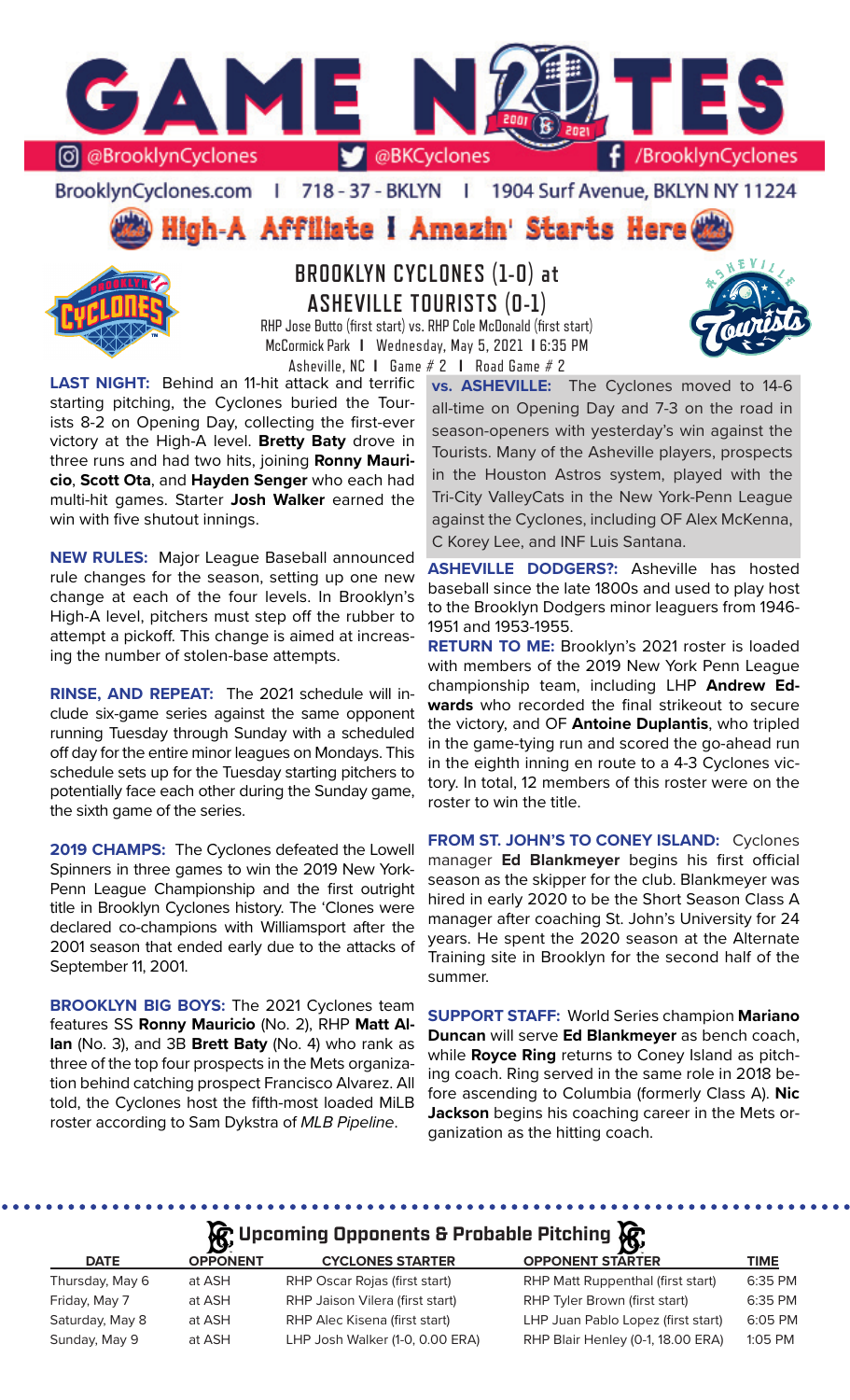# GAME NOTES

@BrooklynCyclones | @BKCyclones | /BrooklynCyclones

BrooklynCyclones.com | 718 - 37 - BKLYN | 1904 Surf Avenue, BKLYN NY 11224

**High-A Affiliate I Amazin' Starts Here**

## BROOKLYN CYCLONES (1-0) at ASHEVILLE TOURISTS (0-1)

RHP Jose Butto (first start) vs. RHP Cole McDonald (first start)
McCormick Park I Wednesday, May 5, 2021 I 6:35 PM
Asheville, NC I Game # 2 I Road Game # 2

**LAST NIGHT:** Behind an 11-hit attack and terrific starting pitching, the Cyclones buried the Tourists 8-2 on Opening Day, collecting the first-ever victory at the High-A level. **Bretty Baty** drove in three runs and had two hits, joining **Ronny Mauricio**, **Scott Ota**, and **Hayden Senger** who each had multi-hit games. Starter **Josh Walker** earned the win with five shutout innings.

**NEW RULES:** Major League Baseball announced rule changes for the season, setting up one new change at each of the four levels. In Brooklyn's High-A level, pitchers must step off the rubber to attempt a pickoff. This change is aimed at increasing the number of stolen-base attempts.

**RINSE, AND REPEAT:** The 2021 schedule will include six-game series against the same opponent running Tuesday through Sunday with a scheduled off day for the entire minor leagues on Mondays. This schedule sets up for the Tuesday starting pitchers to potentially face each other during the Sunday game, the sixth game of the series.

**2019 CHAMPS:** The Cyclones defeated the Lowell Spinners in three games to win the 2019 New York-Penn League Championship and the first outright title in Brooklyn Cyclones history. The 'Clones were declared co-champions with Williamsport after the 2001 season that ended early due to the attacks of September 11, 2001.

**BROOKLYN BIG BOYS:** The 2021 Cyclones team features SS **Ronny Mauricio** (No. 2), RHP **Matt Allan** (No. 3), and 3B **Brett Baty** (No. 4) who rank as three of the top four prospects in the Mets organization behind catching prospect Francisco Alvarez. All told, the Cyclones host the fifth-most loaded MiLB roster according to Sam Dykstra of *MLB Pipeline*.

**vs. ASHEVILLE:** The Cyclones moved to 14-6 all-time on Opening Day and 7-3 on the road in season-openers with yesterday's win against the Tourists. Many of the Asheville players, prospects in the Houston Astros system, played with the Tri-City ValleyCats in the New York-Penn League against the Cyclones, including OF Alex McKenna, C Korey Lee, and INF Luis Santana.

**ASHEVILLE DODGERS?:** Asheville has hosted baseball since the late 1800s and used to play host to the Brooklyn Dodgers minor leaguers from 1946-1951 and 1953-1955.

**RETURN TO ME:** Brooklyn's 2021 roster is loaded with members of the 2019 New York Penn League championship team, including LHP **Andrew Edwards** who recorded the final strikeout to secure the victory, and OF **Antoine Duplantis**, who tripled in the game-tying run and scored the go-ahead run in the eighth inning en route to a 4-3 Cyclones victory. In total, 12 members of this roster were on the roster to win the title.

**FROM ST. JOHN'S TO CONEY ISLAND:** Cyclones manager **Ed Blankmeyer** begins his first official season as the skipper for the club. Blankmeyer was hired in early 2020 to be the Short Season Class A manager after coaching St. John's University for 24 years. He spent the 2020 season at the Alternate Training site in Brooklyn for the second half of the summer.

**SUPPORT STAFF:** World Series champion **Mariano Duncan** will serve **Ed Blankmeyer** as bench coach, while **Royce Ring** returns to Coney Island as pitching coach. Ring served in the same role in 2018 before ascending to Columbia (formerly Class A). **Nic Jackson** begins his coaching career in the Mets organization as the hitting coach.

## Upcoming Opponents & Probable Pitching

| DATE | OPPONENT | CYCLONES STARTER | OPPONENT STARTER | TIME |
|---|---|---|---|---|
| Thursday, May 6 | at ASH | RHP Oscar Rojas (first start) | RHP Matt Ruppenthal (first start) | 6:35 PM |
| Friday, May 7 | at ASH | RHP Jaison Vilera (first start) | RHP Tyler Brown (first start) | 6:35 PM |
| Saturday, May 8 | at ASH | RHP Alec Kisena (first start) | LHP Juan Pablo Lopez (first start) | 6:05 PM |
| Sunday, May 9 | at ASH | LHP Josh Walker (1-0, 0.00 ERA) | RHP Blair Henley (0-1, 18.00 ERA) | 1:05 PM |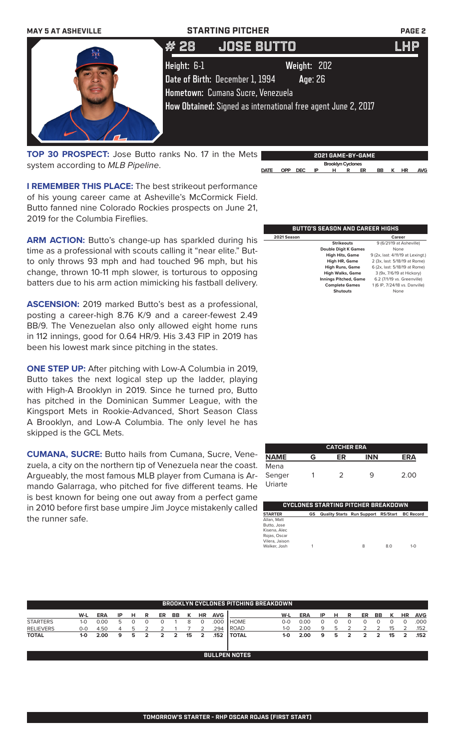# STARTING PITCHER

MAY 5 AT ASHEVILLE

## # 28 JOSE BUTTO LHP

**Height:** 6-1 **Weight:** 202

**Date of Birth:** December 1, 1994 **Age:** 26

**Hometown:** Cumana Sucre, Venezuela

**How Obtained:** Signed as international free agent June 2, 2017

**TOP 30 PROSPECT:** Jose Butto ranks No. 17 in the Mets system according to *MLB Pipeline*.

**I REMEMBER THIS PLACE:** The best strikeout performance of his young career came at Asheville's McCormick Field. Butto fanned nine Colorado Rockies prospects on June 21, 2019 for the Columbia Fireflies.

**ARM ACTION:** Butto's change-up has sparkled during his time as a professional with scouts calling it "near elite." Butto only throws 93 mph and had touched 96 mph, but his change, thrown 10-11 mph slower, is torturous to opposing batters due to his arm action mimicking his fastball delivery.

**ASCENSION:** 2019 marked Butto's best as a professional, posting a career-high 8.76 K/9 and a career-fewest 2.49 BB/9. The Venezuelan also only allowed eight home runs in 112 innings, good for 0.64 HR/9. His 3.43 FIP in 2019 has been his lowest mark since pitching in the states.

**ONE STEP UP:** After pitching with Low-A Columbia in 2019, Butto takes the next logical step up the ladder, playing with High-A Brooklyn in 2019. Since he turned pro, Butto has pitched in the Dominican Summer League, with the Kingsport Mets in Rookie-Advanced, Short Season Class A Brooklyn, and Low-A Columbia. The only level he has skipped is the GCL Mets.

**CUMANA, SUCRE:** Butto hails from Cumana, Sucre, Venezuela, a city on the northern tip of Venezuela near the coast. Argueably, the most famous MLB player from Cumana is Armando Galarraga, who pitched for five different teams. He is best known for being one out away from a perfect game in 2010 before first base umpire Jim Joyce mistakenly called the runner safe.

### 2021 GAME-BY-GAME

Brooklyn Cyclones

| DATE | OPP | DEC | IP | H | R | ER | BB | K | HR | AVG |
|---|---|---|---|---|---|---|---|---|---|---|

### BUTTO'S SEASON AND CAREER HIGHS

| 2021 Season | | Career |
|---|---|---|
| | Strikeouts | 9 (6/21/19 at Asheville) |
| | Double Digit K Games | None |
| | High Hits, Game | 9 (2x, last: 4/11/19 at Lexingt.) |
| | High HR, Game | 2 (3x, last: 5/18/19 at Rome) |
| | High Runs, Game | 6 (2x, last: 5/18/19 at Rome) |
| | High Walks, Game | 3 (9x, 7/6/19 at Hickory) |
| | Innings Pitched, Game | 6.2 (7/1/19 vs. Greenville) |
| | Complete Games | 1 (6 IP, 7/24/18 vs. Danville) |
| | Shutouts | None |

### CATCHER ERA

| NAME | G | ER | INN | ERA |
|---|---|---|---|---|
| Mena | | | | |
| Senger | 1 | 2 | 9 | 2.00 |
| Uriarte | | | | |

### CYCLONES STARTING PITCHER BREAKDOWN

| STARTER | GS | Quality Starts | Run Support | RS/Start | BC Record |
|---|---|---|---|---|---|
| Allan, Matt | | | | | |
| Butto, Jose | | | | | |
| Kisena, Alec | | | | | |
| Rojas, Oscar | | | | | |
| Vilera, Jaison | | | | | |
| Walker, Josh | 1 | | 8 | 8.0 | 1-0 |

### BROOKLYN CYCLONES PITCHING BREAKDOWN

| | W-L | ERA | IP | H | R | ER | BB | K | HR | AVG |
|---|---|---|---|---|---|---|---|---|---|---|
| STARTERS | 1-0 | 0.00 | 5 | 0 | 0 | 0 | 1 | 8 | 0 | .000 |
| RELIEVERS | 0-0 | 4.50 | 4 | 5 | 2 | 2 | 1 | 7 | 2 | .294 |
| **TOTAL** | **1-0** | **2.00** | **9** | **5** | **2** | **2** | **2** | **15** | **2** | **.152** |

| | W-L | ERA | IP | H | R | ER | BB | K | HR | AVG |
|---|---|---|---|---|---|---|---|---|---|---|
| HOME | 0-0 | 0.00 | 0 | 0 | 0 | 0 | 0 | 0 | 0 | .000 |
| ROAD | 1-0 | 2.00 | 9 | 5 | 2 | 2 | 2 | 15 | 2 | .152 |
| **TOTAL** | **1-0** | **2.00** | **9** | **5** | **2** | **2** | **2** | **15** | **2** | **.152** |

### BULLPEN NOTES

**TOMORROW'S STARTER - RHP OSCAR ROJAS (FIRST START)**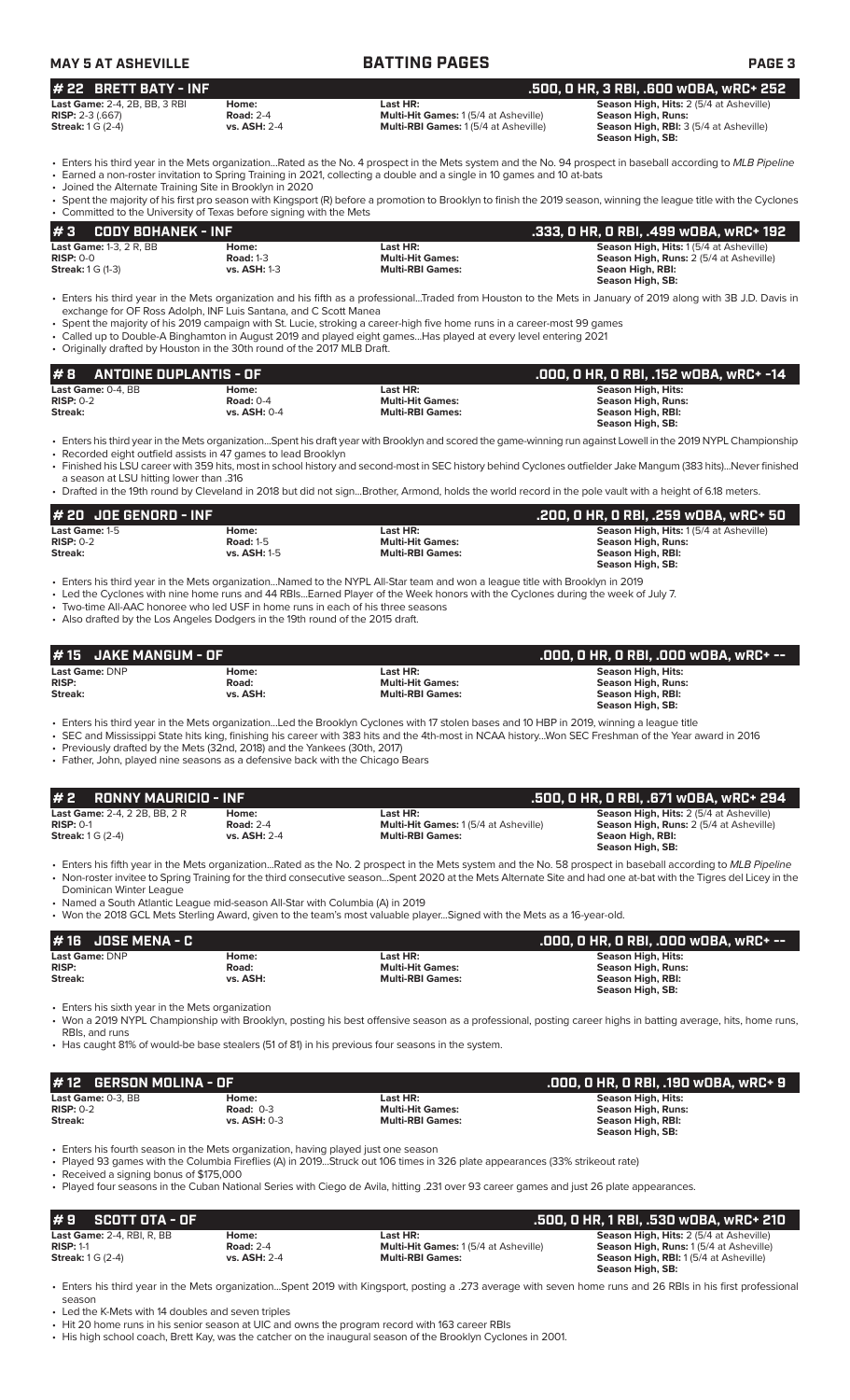## # 22 BRETT BATY - INF
**.500, 0 HR, 3 RBI, .600 wOBA, wRC+ 252**

| | | | |
|---|---|---|---|
| **Last Game:** 2-4, 2B, BB, 3 RBI | **Home:** | **Last HR:** | **Season High, Hits:** 2 (5/4 at Asheville) |
| **RISP:** 2-3 (.667) | **Road:** 2-4 | **Multi-Hit Games:** 1 (5/4 at Asheville) | **Season High, Runs:** |
| **Streak:** 1 G (2-4) | **vs. ASH:** 2-4 | **Multi-RBI Games:** 1 (5/4 at Asheville) | **Season High, RBI:** 3 (5/4 at Asheville) |
| | | | **Season High, SB:** |

- Enters his third year in the Mets organization...Rated as the No. 4 prospect in the Mets system and the No. 94 prospect in baseball according to *MLB Pipeline*
- Earned a non-roster invitation to Spring Training in 2021, collecting a double and a single in 10 games and 10 at-bats
- Joined the Alternate Training Site in Brooklyn in 2020
- Spent the majority of his first pro season with Kingsport (R) before a promotion to Brooklyn to finish the 2019 season, winning the league title with the Cyclones
- Committed to the University of Texas before signing with the Mets

## # 3 CODY BOHANEK - INF
**.333, 0 HR, 0 RBI, .499 wOBA, wRC+ 192**

| | | | |
|---|---|---|---|
| **Last Game:** 1-3, 2 R, BB | **Home:** | **Last HR:** | **Season High, Hits:** 1 (5/4 at Asheville) |
| **RISP:** 0-0 | **Road:** 1-3 | **Multi-Hit Games:** | **Season High, Runs:** 2 (5/4 at Asheville) |
| **Streak:** 1 G (1-3) | **vs. ASH:** 1-3 | **Multi-RBI Games:** | **Seaon High, RBI:** |
| | | | **Season High, SB:** |

- Enters his third year in the Mets organization and his fifth as a professional...Traded from Houston to the Mets in January of 2019 along with 3B J.D. Davis in exchange for OF Ross Adolph, INF Luis Santana, and C Scott Manea
- Spent the majority of his 2019 campaign with St. Lucie, stroking a career-high five home runs in a career-most 99 games
- Called up to Double-A Binghamton in August 2019 and played eight games...Has played at every level entering 2021
- Originally drafted by Houston in the 30th round of the 2017 MLB Draft.

## # 8 ANTOINE DUPLANTIS - OF
**.000, 0 HR, 0 RBI, .152 wOBA, wRC+ -14**

| | | | |
|---|---|---|---|
| **Last Game:** 0-4, BB | **Home:** | **Last HR:** | **Season High, Hits:** |
| **RISP:** 0-2 | **Road:** 0-4 | **Multi-Hit Games:** | **Season High, Runs:** |
| **Streak:** | **vs. ASH:** 0-4 | **Multi-RBI Games:** | **Season High, RBI:** |
| | | | **Season High, SB:** |

- Enters his third year in the Mets organization...Spent his draft year with Brooklyn and scored the game-winning run against Lowell in the 2019 NYPL Championship
- Recorded eight outfield assists in 47 games to lead Brooklyn
- Finished his LSU career with 359 hits, most in school history and second-most in SEC history behind Cyclones outfielder Jake Mangum (383 hits)...Never finished a season at LSU hitting lower than .316
- Drafted in the 19th round by Cleveland in 2018 but did not sign...Brother, Armond, holds the world record in the pole vault with a height of 6.18 meters.

## # 20 JOE GENORD - INF
**.200, 0 HR, 0 RBI, .259 wOBA, wRC+ 50**

| | | | |
|---|---|---|---|
| **Last Game:** 1-5 | **Home:** | **Last HR:** | **Season High, Hits:** 1 (5/4 at Asheville) |
| **RISP:** 0-2 | **Road:** 1-5 | **Multi-Hit Games:** | **Season High, Runs:** |
| **Streak:** | **vs. ASH:** 1-5 | **Multi-RBI Games:** | **Season High, RBI:** |
| | | | **Season High, SB:** |

- Enters his third year in the Mets organization...Named to the NYPL All-Star team and won a league title with Brooklyn in 2019
- Led the Cyclones with nine home runs and 44 RBIs...Earned Player of the Week honors with the Cyclones during the week of July 7.
- Two-time All-AAC honoree who led USF in home runs in each of his three seasons
- Also drafted by the Los Angeles Dodgers in the 19th round of the 2015 draft.

## # 15 JAKE MANGUM - OF
**.000, 0 HR, 0 RBI, .000 wOBA, wRC+ --**

| | | | |
|---|---|---|---|
| **Last Game:** DNP | **Home:** | **Last HR:** | **Season High, Hits:** |
| **RISP:** | **Road:** | **Multi-Hit Games:** | **Season High, Runs:** |
| **Streak:** | **vs. ASH:** | **Multi-RBI Games:** | **Season High, RBI:** |
| | | | **Season High, SB:** |

- Enters his third year in the Mets organization...Led the Brooklyn Cyclones with 17 stolen bases and 10 HBP in 2019, winning a league title
- SEC and Mississippi State hits king, finishing his career with 383 hits and the 4th-most in NCAA history...Won SEC Freshman of the Year award in 2016
- Previously drafted by the Mets (32nd, 2018) and the Yankees (30th, 2017)
- Father, John, played nine seasons as a defensive back with the Chicago Bears

## # 2 RONNY MAURICIO - INF
**.500, 0 HR, 0 RBI, .671 wOBA, wRC+ 294**

| | | | |
|---|---|---|---|
| **Last Game:** 2-4, 2 2B, BB, 2 R | **Home:** | **Last HR:** | **Season High, Hits:** 2 (5/4 at Asheville) |
| **RISP:** 0-1 | **Road:** 2-4 | **Multi-Hit Games:** 1 (5/4 at Asheville) | **Season High, Runs:** 2 (5/4 at Asheville) |
| **Streak:** 1 G (2-4) | **vs. ASH:** 2-4 | **Multi-RBI Games:** | **Seaon High, RBI:** |
| | | | **Season High, SB:** |

- Enters his fifth year in the Mets organization...Rated as the No. 2 prospect in the Mets system and the No. 58 prospect in baseball according to *MLB Pipeline*
- Non-roster invitee to Spring Training for the third consecutive season...Spent 2020 at the Mets Alternate Site and had one at-bat with the Tigres del Licey in the Dominican Winter League
- Named a South Atlantic League mid-season All-Star with Columbia (A) in 2019
- Won the 2018 GCL Mets Sterling Award, given to the team's most valuable player...Signed with the Mets as a 16-year-old.

## # 16 JOSE MENA - C
**.000, 0 HR, 0 RBI, .000 wOBA, wRC+ --**

| | | | |
|---|---|---|---|
| **Last Game:** DNP | **Home:** | **Last HR:** | **Season High, Hits:** |
| **RISP:** | **Road:** | **Multi-Hit Games:** | **Season High, Runs:** |
| **Streak:** | **vs. ASH:** | **Multi-RBI Games:** | **Season High, RBI:** |
| | | | **Season High, SB:** |

- Enters his sixth year in the Mets organization
- Won a 2019 NYPL Championship with Brooklyn, posting his best offensive season as a professional, posting career highs in batting average, hits, home runs, RBIs, and runs
- Has caught 81% of would-be base stealers (51 of 81) in his previous four seasons in the system.

## # 12 GERSON MOLINA - OF
**.000, 0 HR, 0 RBI, .190 wOBA, wRC+ 9**

| | | | |
|---|---|---|---|
| **Last Game:** 0-3, BB | **Home:** | **Last HR:** | **Season High, Hits:** |
| **RISP:** 0-2 | **Road:** 0-3 | **Multi-Hit Games:** | **Season High, Runs:** |
| **Streak:** | **vs. ASH:** 0-3 | **Multi-RBI Games:** | **Season High, RBI:** |
| | | | **Season High, SB:** |

- Enters his fourth season in the Mets organization, having played just one season
- Played 93 games with the Columbia Fireflies (A) in 2019...Struck out 106 times in 326 plate appearances (33% strikeout rate)
- Received a signing bonus of $175,000
- Played four seasons in the Cuban National Series with Ciego de Avila, hitting .231 over 93 career games and just 26 plate appearances.

## # 9 SCOTT OTA - OF
**.500, 0 HR, 1 RBI, .530 wOBA, wRC+ 210**

| | | | |
|---|---|---|---|
| **Last Game:** 2-4, RBI, R, BB | **Home:** | **Last HR:** | **Season High, Hits:** 2 (5/4 at Asheville) |
| **RISP:** 1-1 | **Road:** 2-4 | **Multi-Hit Games:** 1 (5/4 at Asheville) | **Season High, Runs:** 1 (5/4 at Asheville) |
| **Streak:** 1 G (2-4) | **vs. ASH:** 2-4 | **Multi-RBI Games:** | **Season High, RBI:** 1 (5/4 at Asheville) |
| | | | **Season High, SB:** |

- Enters his third year in the Mets organization...Spent 2019 with Kingsport, posting a .273 average with seven home runs and 26 RBIs in his first professional season
- Led the K-Mets with 14 doubles and seven triples
- Hit 20 home runs in his senior season at UIC and owns the program record with 163 career RBIs
- His high school coach, Brett Kay, was the catcher on the inaugural season of the Brooklyn Cyclones in 2001.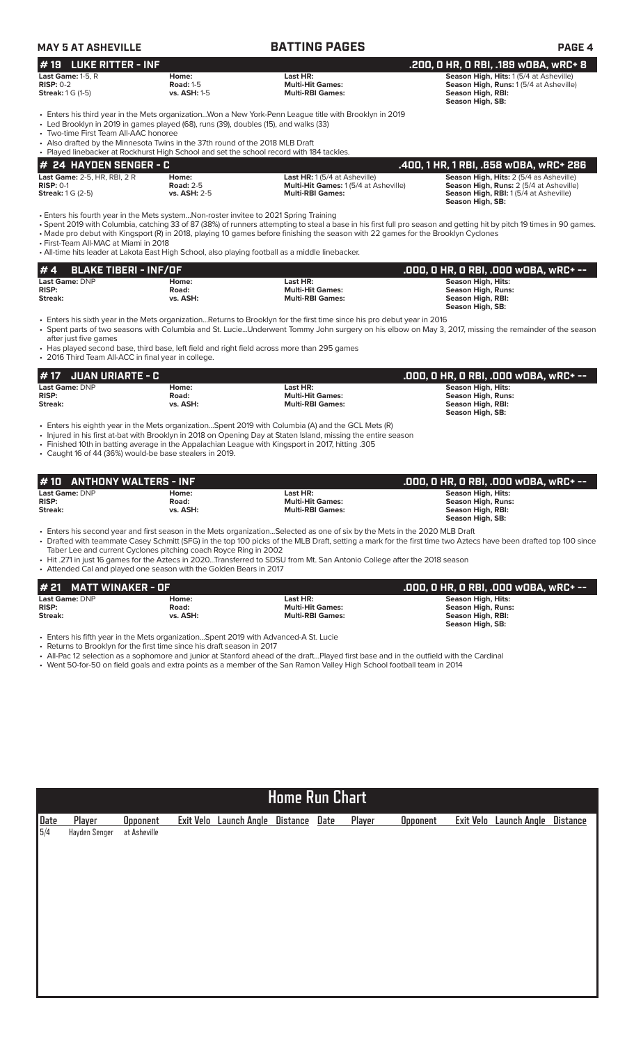## BATTING PAGES

### #19 LUKE RITTER - INF — .200, 0 HR, 0 RBI, .189 wOBA, wRC+ 8

| | | | |
|---|---|---|---|
| **Last Game:** 1-5, R | **Home:** | **Last HR:** | **Season High, Hits:** 1 (5/4 at Asheville) |
| **RISP:** 0-2 | **Road:** 1-5 | **Multi-Hit Games:** | **Season High, Runs:** 1 (5/4 at Asheville) |
| **Streak:** 1 G (1-5) | **vs. ASH:** 1-5 | **Multi-RBI Games:** | **Season High, RBI:** |
| | | | **Season High, SB:** |

- Enters his third year in the Mets organization...Won a New York-Penn League title with Brooklyn in 2019
- Led Brooklyn in 2019 in games played (68), runs (39), doubles (15), and walks (33)
- Two-time First Team All-AAC honoree
- Also drafted by the Minnesota Twins in the 37th round of the 2018 MLB Draft
- Played linebacker at Rockhurst High School and set the school record with 184 tackles.

### # 24 HAYDEN SENGER - C — .400, 1 HR, 1 RBI, .658 wOBA, wRC+ 286

| | | | |
|---|---|---|---|
| **Last Game:** 2-5, HR, RBI, 2 R | **Home:** | **Last HR:** 1 (5/4 at Asheville) | **Season High, Hits:** 2 (5/4 as Asheville) |
| **RISP:** 0-1 | **Road:** 2-5 | **Multi-Hit Games:** 1 (5/4 at Asheville) | **Season High, Runs:** 2 (5/4 at Asheville) |
| **Streak:** 1 G (2-5) | **vs. ASH:** 2-5 | **Multi-RBI Games:** | **Season High, RBI:** 1 (5/4 at Asheville) |
| | | | **Season High, SB:** |

- Enters his fourth year in the Mets system...Non-roster invitee to 2021 Spring Training
- Spent 2019 with Columbia, catching 33 of 87 (38%) of runners attempting to steal a base in his first full pro season and getting hit by pitch 19 times in 90 games.
- Made pro debut with Kingsport (R) in 2018, playing 10 games before finishing the season with 22 games for the Brooklyn Cyclones
- First-Team All-MAC at Miami in 2018
- All-time hits leader at Lakota East High School, also playing football as a middle linebacker.

### # 4 BLAKE TIBERI - INF/OF — .000, 0 HR, 0 RBI, .000 wOBA, wRC+ --

| | | | |
|---|---|---|---|
| **Last Game:** DNP | **Home:** | **Last HR:** | **Season High, Hits:** |
| **RISP:** | **Road:** | **Multi-Hit Games:** | **Season High, Runs:** |
| **Streak:** | **vs. ASH:** | **Multi-RBI Games:** | **Season High, RBI:** |
| | | | **Season High, SB:** |

- Enters his sixth year in the Mets organization...Returns to Brooklyn for the first time since his pro debut year in 2016
- Spent parts of two seasons with Columbia and St. Lucie...Underwent Tommy John surgery on his elbow on May 3, 2017, missing the remainder of the season after just five games
- Has played second base, third base, left field and right field across more than 295 games
- 2016 Third Team All-ACC in final year in college.

### # 17 JUAN URIARTE - C — .000, 0 HR, 0 RBI, .000 wOBA, wRC+ --

| | | | |
|---|---|---|---|
| **Last Game:** DNP | **Home:** | **Last HR:** | **Season High, Hits:** |
| **RISP:** | **Road:** | **Multi-Hit Games:** | **Season High, Runs:** |
| **Streak:** | **vs. ASH:** | **Multi-RBI Games:** | **Season High, RBI:** |
| | | | **Season High, SB:** |

- Enters his eighth year in the Mets organization...Spent 2019 with Columbia (A) and the GCL Mets (R)
- Injured in his first at-bat with Brooklyn in 2018 on Opening Day at Staten Island, missing the entire season
- Finished 10th in batting average in the Appalachian League with Kingsport in 2017, hitting .305
- Caught 16 of 44 (36%) would-be base stealers in 2019.

### # 10 ANTHONY WALTERS - INF — .000, 0 HR, 0 RBI, .000 wOBA, wRC+ --

| | | | |
|---|---|---|---|
| **Last Game:** DNP | **Home:** | **Last HR:** | **Season High, Hits:** |
| **RISP:** | **Road:** | **Multi-Hit Games:** | **Season High, Runs:** |
| **Streak:** | **vs. ASH:** | **Multi-RBI Games:** | **Season High, RBI:** |
| | | | **Season High, SB:** |

- Enters his second year and first season in the Mets organization...Selected as one of six by the Mets in the 2020 MLB Draft
- Drafted with teammate Casey Schmitt (SFG) in the top 100 picks of the MLB Draft, setting a mark for the first time two Aztecs have been drafted top 100 since Taber Lee and current Cyclones pitching coach Royce Ring in 2002
- Hit .271 in just 16 games for the Aztecs in 2020...Transferred to SDSU from Mt. San Antonio College after the 2018 season
- Attended Cal and played one season with the Golden Bears in 2017

### # 21 MATT WINAKER - OF — .000, 0 HR, 0 RBI, .000 wOBA, wRC+ --

| | | | |
|---|---|---|---|
| **Last Game:** DNP | **Home:** | **Last HR:** | **Season High, Hits:** |
| **RISP:** | **Road:** | **Multi-Hit Games:** | **Season High, Runs:** |
| **Streak:** | **vs. ASH:** | **Multi-RBI Games:** | **Season High, RBI:** |
| | | | **Season High, SB:** |

- Enters his fifth year in the Mets organization...Spent 2019 with Advanced-A St. Lucie
- Returns to Brooklyn for the first time since his draft season in 2017
- All-Pac 12 selection as a sophomore and junior at Stanford ahead of the draft...Played first base and in the outfield with the Cardinal
- Went 50-for-50 on field goals and extra points as a member of the San Ramon Valley High School football team in 2014

## Home Run Chart

| Date | Player | Opponent | Exit Velo | Launch Angle | Distance | Date | Player | Opponent | Exit Velo | Launch Angle | Distance |
|---|---|---|---|---|---|---|---|---|---|---|---|
| 5/4 | Hayden Senger | at Asheville | | | | | | | | | |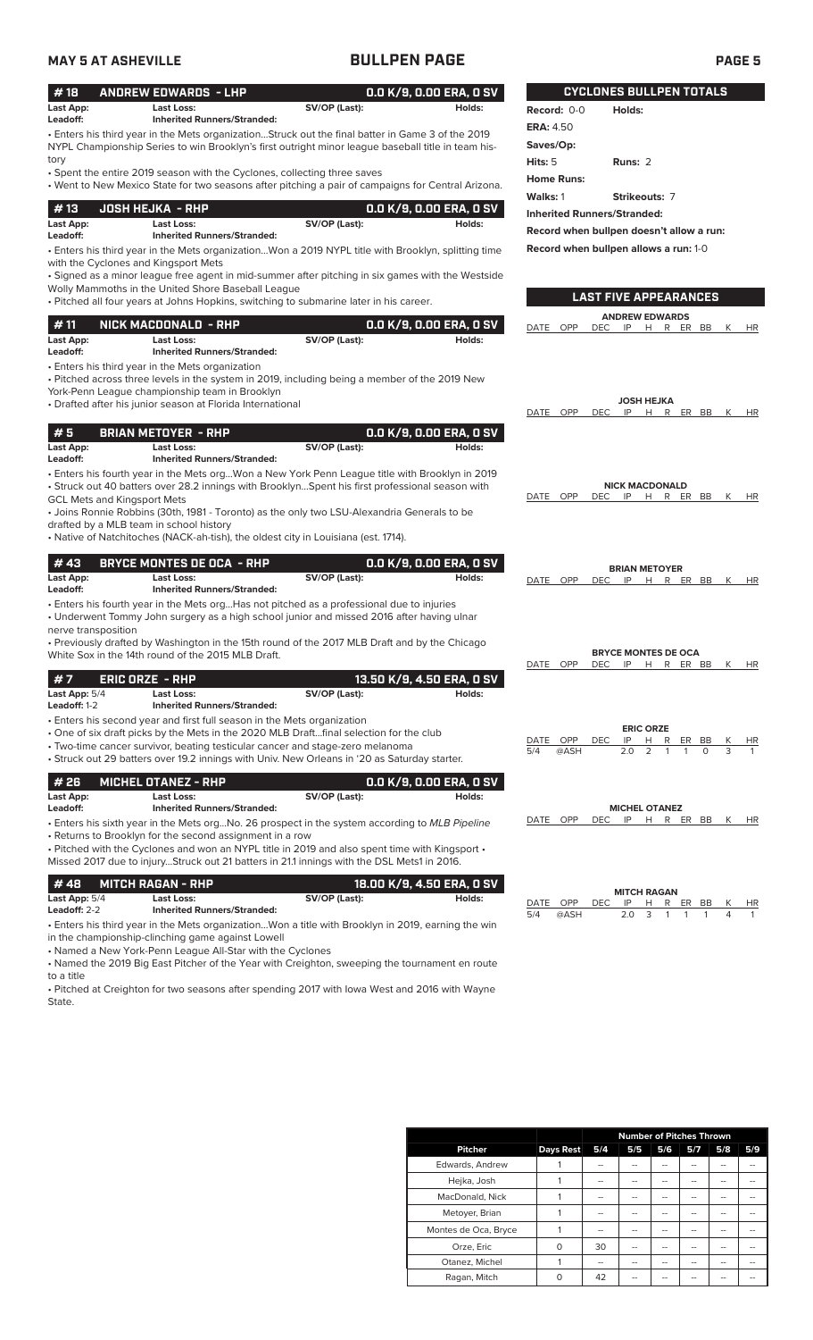**MAY 5 AT ASHEVILLE** | **BULLPEN PAGE**

## #18 ANDREW EDWARDS - LHP — 0.0 K/9, 0.00 ERA, 0 SV

**Last App:** | **Last Loss:** | **SV/OP (Last):** | **Holds:**
**Leadoff:** | **Inherited Runners/Stranded:**

• Enters his third year in the Mets organization...Struck out the final batter in Game 3 of the 2019 NYPL Championship Series to win Brooklyn's first outright minor league baseball title in team history
• Spent the entire 2019 season with the Cyclones, collecting three saves
• Went to New Mexico State for two seasons after pitching a pair of campaigns for Central Arizona.

## #13 JOSH HEJKA - RHP — 0.0 K/9, 0.00 ERA, 0 SV

**Last App:** | **Last Loss:** | **SV/OP (Last):** | **Holds:**
**Leadoff:** | **Inherited Runners/Stranded:**

• Enters his third year in the Mets organization...Won a 2019 NYPL title with Brooklyn, splitting time with the Cyclones and Kingsport Mets
• Signed as a minor league free agent in mid-summer after pitching in six games with the Westside Wolly Mammoths in the United Shore Baseball League
• Pitched all four years at Johns Hopkins, switching to submarine later in his career.

## #11 NICK MACDONALD - RHP — 0.0 K/9, 0.00 ERA, 0 SV

**Last App:** | **Last Loss:** | **SV/OP (Last):** | **Holds:**
**Leadoff:** | **Inherited Runners/Stranded:**

• Enters his third year in the Mets organization
• Pitched across three levels in the system in 2019, including being a member of the 2019 New York-Penn League championship team in Brooklyn
• Drafted after his junior season at Florida International

## #5 BRIAN METOYER - RHP — 0.0 K/9, 0.00 ERA, 0 SV

**Last App:** | **Last Loss:** | **SV/OP (Last):** | **Holds:**
**Leadoff:** | **Inherited Runners/Stranded:**

• Enters his fourth year in the Mets org...Won a New York Penn League title with Brooklyn in 2019
• Struck out 40 batters over 28.2 innings with Brooklyn...Spent his first professional season with GCL Mets and Kingsport Mets
• Joins Ronnie Robbins (30th, 1981 - Toronto) as the only two LSU-Alexandria Generals to be drafted by a MLB team in school history
• Native of Natchitoches (NACK-ah-tish), the oldest city in Louisiana (est. 1714).

## #43 BRYCE MONTES DE OCA - RHP — 0.0 K/9, 0.00 ERA, 0 SV

**Last App:** | **Last Loss:** | **SV/OP (Last):** | **Holds:**
**Leadoff:** | **Inherited Runners/Stranded:**

• Enters his fourth year in the Mets org...Has not pitched as a professional due to injuries
• Underwent Tommy John surgery as a high school junior and missed 2016 after having ulnar nerve transposition
• Previously drafted by Washington in the 15th round of the 2017 MLB Draft and by the Chicago White Sox in the 14th round of the 2015 MLB Draft.

## #7 ERIC ORZE - RHP — 13.50 K/9, 4.50 ERA, 0 SV

**Last App:** 5/4 | **Last Loss:** | **SV/OP (Last):** | **Holds:**
**Leadoff:** 1-2 | **Inherited Runners/Stranded:**

• Enters his second year and first full season in the Mets organization
• One of six draft picks by the Mets in the 2020 MLB Draft...final selection for the club
• Two-time cancer survivor, beating testicular cancer and stage-zero melanoma
• Struck out 29 batters over 19.2 innings with Univ. New Orleans in '20 as Saturday starter.

## #26 MICHEL OTANEZ - RHP — 0.0 K/9, 0.00 ERA, 0 SV

**Last App:** | **Last Loss:** | **SV/OP (Last):** | **Holds:**
**Leadoff:** | **Inherited Runners/Stranded:**

• Enters his sixth year in the Mets org...No. 26 prospect in the system according to *MLB Pipeline*
• Returns to Brooklyn for the second assignment in a row
• Pitched with the Cyclones and won an NYPL title in 2019 and also spent time with Kingsport • Missed 2017 due to injury...Struck out 21 batters in 21.1 innings with the DSL Mets1 in 2016.

## #48 MITCH RAGAN - RHP — 18.00 K/9, 4.50 ERA, 0 SV

**Last App:** 5/4 | **Last Loss:** | **SV/OP (Last):** | **Holds:**
**Leadoff:** 2-2 | **Inherited Runners/Stranded:**

• Enters his third year in the Mets organization...Won a title with Brooklyn in 2019, earning the win in the championship-clinching game against Lowell
• Named a New York-Penn League All-Star with the Cyclones
• Named the 2019 Big East Pitcher of the Year with Creighton, sweeping the tournament en route to a title
• Pitched at Creighton for two seasons after spending 2017 with Iowa West and 2016 with Wayne State.

## CYCLONES BULLPEN TOTALS

**Record:** 0-0 | **Holds:**
**ERA:** 4.50
**Saves/Op:**
**Hits:** 5 | **Runs:** 2
**Home Runs:**
**Walks:** 1 | **Strikeouts:** 7
**Inherited Runners/Stranded:**
**Record when bullpen doesn't allow a run:**
**Record when bullpen allows a run:** 1-0

## LAST FIVE APPEARANCES

**ANDREW EDWARDS**

| DATE | OPP | DEC | IP | H | R | ER | BB | K | HR |
|---|---|---|---|---|---|---|---|---|---|

**JOSH HEJKA**

| DATE | OPP | DEC | IP | H | R | ER | BB | K | HR |
|---|---|---|---|---|---|---|---|---|---|

**NICK MACDONALD**

| DATE | OPP | DEC | IP | H | R | ER | BB | K | HR |
|---|---|---|---|---|---|---|---|---|---|

**BRIAN METOYER**

| DATE | OPP | DEC | IP | H | R | ER | BB | K | HR |
|---|---|---|---|---|---|---|---|---|---|

**BRYCE MONTES DE OCA**

| DATE | OPP | DEC | IP | H | R | ER | BB | K | HR |
|---|---|---|---|---|---|---|---|---|---|

**ERIC ORZE**

| DATE | OPP | DEC | IP | H | R | ER | BB | K | HR |
|---|---|---|---|---|---|---|---|---|---|
| 5/4 | @ASH | | 2.0 | 2 | 1 | 1 | 0 | 3 | 1 |

**MICHEL OTANEZ**

| DATE | OPP | DEC | IP | H | R | ER | BB | K | HR |
|---|---|---|---|---|---|---|---|---|---|

**MITCH RAGAN**

| DATE | OPP | DEC | IP | H | R | ER | BB | K | HR |
|---|---|---|---|---|---|---|---|---|---|
| 5/4 | @ASH | | 2.0 | 3 | 1 | 1 | 1 | 4 | 1 |

| | | Number of Pitches Thrown | | | | | |
|---|---|---|---|---|---|---|---|
| **Pitcher** | **Days Rest** | **5/4** | **5/5** | **5/6** | **5/7** | **5/8** | **5/9** |
| Edwards, Andrew | 1 | -- | -- | -- | -- | -- | -- |
| Hejka, Josh | 1 | -- | -- | -- | -- | -- | -- |
| MacDonald, Nick | 1 | -- | -- | -- | -- | -- | -- |
| Metoyer, Brian | 1 | -- | -- | -- | -- | -- | -- |
| Montes de Oca, Bryce | 1 | -- | -- | -- | -- | -- | -- |
| Orze, Eric | 0 | 30 | -- | -- | -- | -- | -- |
| Otanez, Michel | 1 | -- | -- | -- | -- | -- | -- |
| Ragan, Mitch | 0 | 42 | -- | -- | -- | -- | -- |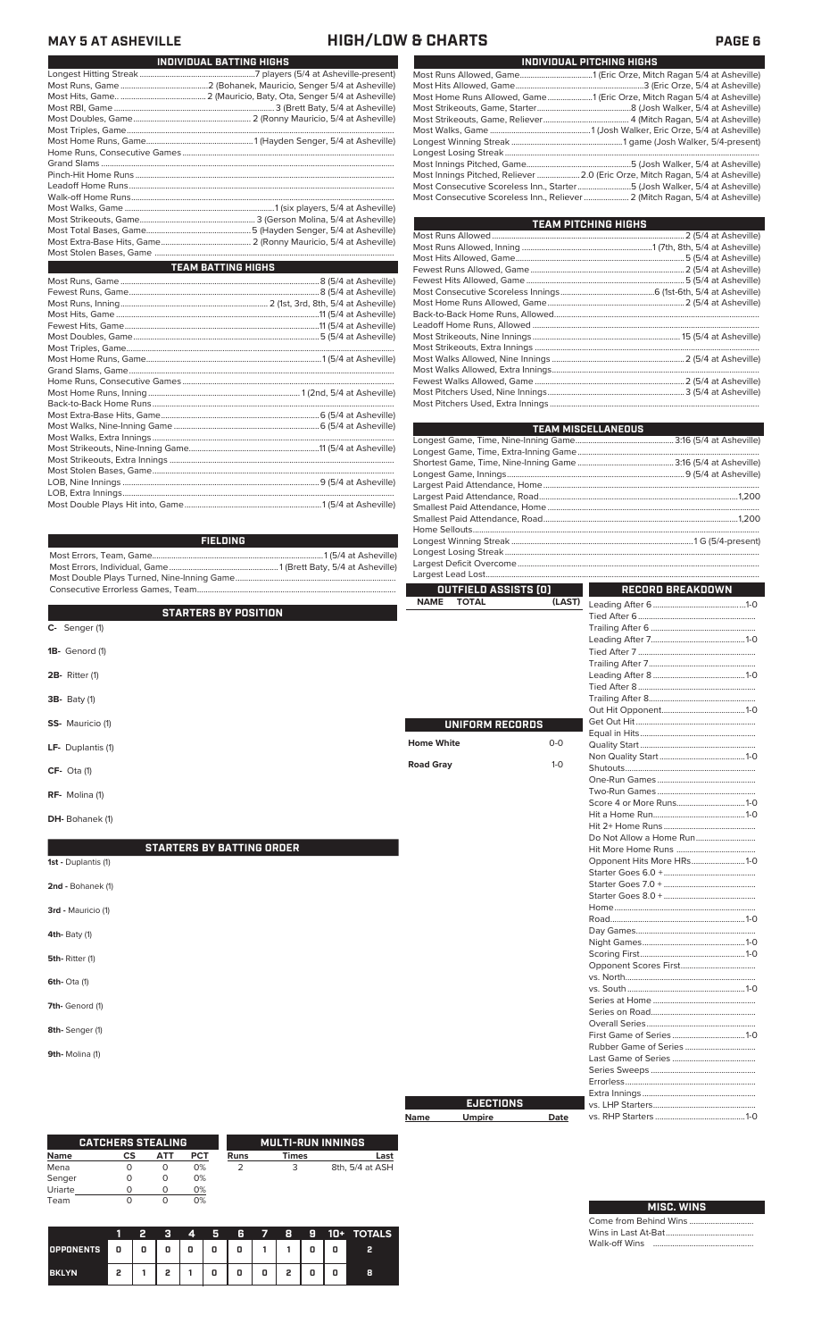# MAY 5 AT ASHEVILLE — HIGH/LOW & CHARTS

## INDIVIDUAL BATTING HIGHS

| | |
|---|---|
| Longest Hitting Streak | 7 players (5/4 at Asheville-present) |
| Most Runs, Game | 2 (Bohanek, Mauricio, Senger 5/4 at Asheville) |
| Most Hits, Game. | 2 (Mauricio, Baty, Ota, Senger 5/4 at Asheville) |
| Most RBI, Game | 3 (Brett Baty, 5/4 at Asheville) |
| Most Doubles, Game | 2 (Ronny Mauricio, 5/4 at Asheville) |
| Most Triples, Game | |
| Most Home Runs, Game | 1 (Hayden Senger, 5/4 at Asheville) |
| Home Runs, Consecutive Games | |
| Grand Slams | |
| Pinch-Hit Home Runs | |
| Leadoff Home Runs | |
| Walk-off Home Runs | |
| Most Walks, Game | 1 (six players, 5/4 at Asheville) |
| Most Strikeouts, Game | 3 (Gerson Molina, 5/4 at Asheville) |
| Most Total Bases, Game | 5 (Hayden Senger, 5/4 at Asheville) |
| Most Extra-Base Hits, Game | 2 (Ronny Mauricio, 5/4 at Asheville) |
| Most Stolen Bases, Game | |

## TEAM BATTING HIGHS

| | |
|---|---|
| Most Runs, Game | 8 (5/4 at Asheville) |
| Fewest Runs, Game | 8 (5/4 at Asheville) |
| Most Runs, Inning | 2 (1st, 3rd, 8th, 5/4 at Asheville) |
| Most Hits, Game | 11 (5/4 at Asheville) |
| Fewest Hits, Game | 11 (5/4 at Asheville) |
| Most Doubles, Game | 5 (5/4 at Asheville) |
| Most Triples, Game | |
| Most Home Runs, Game | 1 (5/4 at Asheville) |
| Grand Slams, Game | |
| Home Runs, Consecutive Games | |
| Most Home Runs, Inning | 1 (2nd, 5/4 at Asheville) |
| Back-to-Back Home Runs | |
| Most Extra-Base Hits, Game | 6 (5/4 at Asheville) |
| Most Walks, Nine-Inning Game | 6 (5/4 at Asheville) |
| Most Walks, Extra Innings | |
| Most Strikeouts, Nine-Inning Game | 11 (5/4 at Asheville) |
| Most Strikeouts, Extra Innings | |
| Most Stolen Bases, Game | |
| LOB, Nine Innings | 9 (5/4 at Asheville) |
| LOB, Extra Innings | |
| Most Double Plays Hit into, Game | 1 (5/4 at Asheville) |

## FIELDING

| | |
|---|---|
| Most Errors, Team, Game | 1 (5/4 at Asheville) |
| Most Errors, Individual, Game | 1 (Brett Baty, 5/4 at Asheville) |
| Most Double Plays Turned, Nine-Inning Game | |
| Consecutive Errorless Games, Team | |

## STARTERS BY POSITION

- **C-** Senger (1)
- **1B-** Genord (1)
- **2B-** Ritter (1)
- **3B-** Baty (1)
- **SS-** Mauricio (1)
- **LF-** Duplantis (1)
- **CF-** Ota (1)
- **RF-** Molina (1)
- **DH-** Bohanek (1)

## STARTERS BY BATTING ORDER

- **1st -** Duplantis (1)
- **2nd -** Bohanek (1)
- **3rd -** Mauricio (1)
- **4th-** Baty (1)
- **5th-** Ritter (1)
- **6th-** Ota (1)
- **7th-** Genord (1)
- **8th-** Senger (1)
- **9th-** Molina (1)

## INDIVIDUAL PITCHING HIGHS

| | |
|---|---|
| Most Runs Allowed, Game | 1 (Eric Orze, Mitch Ragan 5/4 at Asheville) |
| Most Hits Allowed, Game | 3 (Eric Orze, 5/4 at Asheville) |
| Most Home Runs Allowed, Game | 1 (Eric Orze, Mitch Ragan 5/4 at Asheville) |
| Most Strikeouts, Game, Starter | 8 (Josh Walker, 5/4 at Asheville) |
| Most Strikeouts, Game, Reliever | 4 (Mitch Ragan, 5/4 at Asheville) |
| Most Walks, Game | 1 (Josh Walker, Eric Orze, 5/4 at Asheville) |
| Longest Winning Streak | 1 game (Josh Walker, 5/4-present) |
| Longest Losing Streak | |
| Most Innings Pitched, Game | 5 (Josh Walker, 5/4 at Asheville) |
| Most Innings Pitched, Reliever | 2.0 (Eric Orze, Mitch Ragan, 5/4 at Asheville) |
| Most Consecutive Scoreless Inn., Starter | 5 (Josh Walker, 5/4 at Asheville) |
| Most Consecutive Scoreless Inn., Reliever | 2 (Mitch Ragan, 5/4 at Asheville) |

## TEAM PITCHING HIGHS

| | |
|---|---|
| Most Runs Allowed | 2 (5/4 at Asheville) |
| Most Runs Allowed, Inning | 1 (7th, 8th, 5/4 at Asheville) |
| Most Hits Allowed, Game | 5 (5/4 at Asheville) |
| Fewest Runs Allowed, Game | 2 (5/4 at Asheville) |
| Fewest Hits Allowed, Game | 5 (5/4 at Asheville) |
| Most Consecutive Scoreless Innings | 6 (1st-6th, 5/4 at Asheville) |
| Most Home Runs Allowed, Game | 2 (5/4 at Asheville) |
| Back-to-Back Home Runs, Allowed | |
| Leadoff Home Runs, Allowed | |
| Most Strikeouts, Nine Innings | 15 (5/4 at Asheville) |
| Most Strikeouts, Extra Innings | |
| Most Walks Allowed, Nine Innings | 2 (5/4 at Asheville) |
| Most Walks Allowed, Extra Innings | |
| Fewest Walks Allowed, Game | 2 (5/4 at Asheville) |
| Most Pitchers Used, Nine Innings | 3 (5/4 at Asheville) |
| Most Pitchers Used, Extra Innings | |

## TEAM MISCELLANEOUS

| | |
|---|---|
| Longest Game, Time, Nine-Inning Game | 3:16 (5/4 at Asheville) |
| Longest Game, Time, Extra-Inning Game | |
| Shortest Game, Time, Nine-Inning Game | 3:16 (5/4 at Asheville) |
| Longest Game, Innings | 9 (5/4 at Asheville) |
| Largest Paid Attendance, Home | |
| Largest Paid Attendance, Road | 1,200 |
| Smallest Paid Attendance, Home | |
| Smallest Paid Attendance, Road | 1,200 |
| Home Sellouts | |
| Longest Winning Streak | 1 G (5/4-present) |
| Longest Losing Streak | |
| Largest Deficit Overcome | |
| Largest Lead Lost | |

## OUTFIELD ASSISTS (0)

| NAME | TOTAL | (LAST) |
|---|---|---|

## UNIFORM RECORDS

| | |
|---|---|
| Home White | 0-0 |
| Road Gray | 1-0 |

## EJECTIONS

| Name | Umpire | Date |
|---|---|---|

## RECORD BREAKDOWN

| | |
|---|---|
| Leading After 6 | 1-0 |
| Tied After 6 | |
| Trailing After 6 | |
| Leading After 7 | 1-0 |
| Tied After 7 | |
| Trailing After 7 | |
| Leading After 8 | 1-0 |
| Tied After 8 | |
| Trailing After 8 | |
| Out Hit Opponent | 1-0 |
| Get Out Hit | |
| Equal in Hits | |
| Quality Start | |
| Non Quality Start | 1-0 |
| Shutouts | |
| One-Run Games | |
| Two-Run Games | |
| Score 4 or More Runs | 1-0 |
| Hit a Home Run | 1-0 |
| Hit 2+ Home Runs | |
| Do Not Allow a Home Run | |
| Hit More Home Runs | |
| Opponent Hits More HRs | 1-0 |
| Starter Goes 6.0 + | |
| Starter Goes 7.0 + | |
| Starter Goes 8.0 + | |
| Home | |
| Road | 1-0 |
| Day Games | |
| Night Games | 1-0 |
| Scoring First | 1-0 |
| Opponent Scores First | |
| vs. North | |
| vs. South | 1-0 |
| Series at Home | |
| Series on Road | |
| Overall Series | |
| First Game of Series | 1-0 |
| Rubber Game of Series | |
| Last Game of Series | |
| Series Sweeps | |
| Errorless | |
| Extra Innings | |
| vs. LHP Starters | |
| vs. RHP Starters | 1-0 |

## CATCHERS STEALING

| Name | CS | ATT | PCT |
|---|---|---|---|
| Mena | 0 | 0 | 0% |
| Senger | 0 | 0 | 0% |
| Uriarte | 0 | 0 | 0% |
| Team | 0 | 0 | 0% |

## MULTI-RUN INNINGS

| Runs | Times | Last |
|---|---|---|
| 2 | 3 | 8th, 5/4 at ASH |

| | 1 | 2 | 3 | 4 | 5 | 6 | 7 | 8 | 9 | 10+ | TOTALS |
|---|---|---|---|---|---|---|---|---|---|---|---|
| OPPONENTS | 0 | 0 | 0 | 0 | 0 | 0 | 1 | 1 | 0 | 0 | 2 |
| BKLYN | 2 | 1 | 2 | 1 | 0 | 0 | 0 | 2 | 0 | 0 | 8 |

## MISC. WINS

| | |
|---|---|
| Come from Behind Wins | |
| Wins in Last At-Bat | |
| Walk-off Wins | |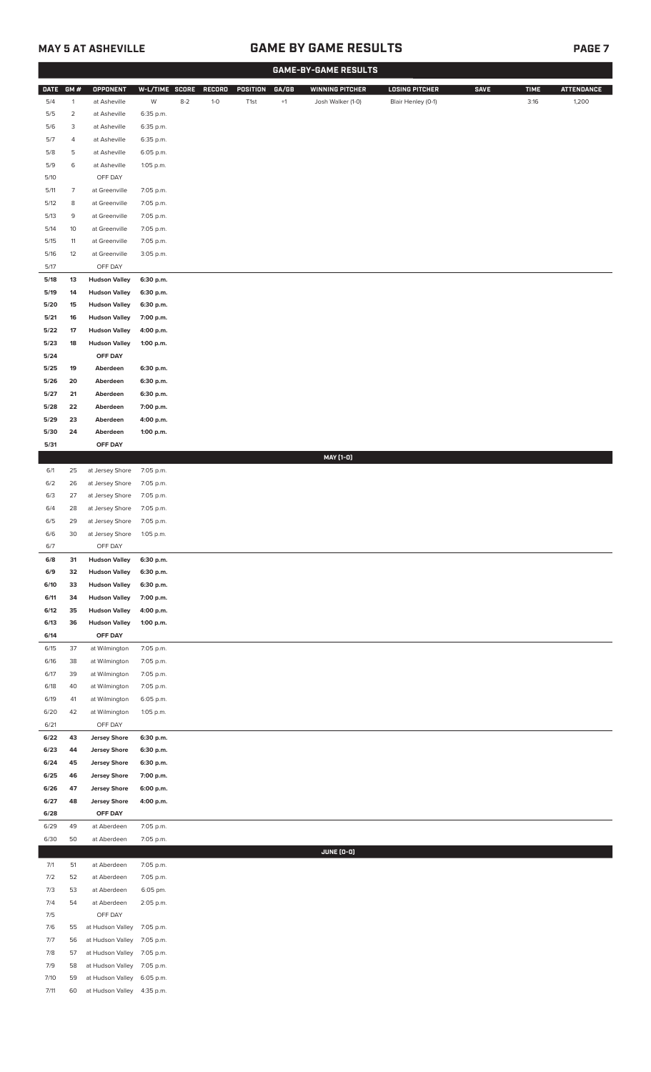## MAY 5 AT ASHEVILLE

# GAME BY GAME RESULTS

### GAME-BY-GAME RESULTS

| DATE | GM # | OPPONENT | W-L/TIME | SCORE | RECORD | POSITION | GA/GB | WINNING PITCHER | LOSING PITCHER | SAVE | TIME | ATTENDANCE |
|---|---|---|---|---|---|---|---|---|---|---|---|---|
| 5/4 | 1 | at Asheville | W | 8-2 | 1-0 | T1st | +1 | Josh Walker (1-0) | Blair Henley (0-1) | | 3:16 | 1,200 |
| 5/5 | 2 | at Asheville | 6:35 p.m. | | | | | | | | | |
| 5/6 | 3 | at Asheville | 6:35 p.m. | | | | | | | | | |
| 5/7 | 4 | at Asheville | 6:35 p.m. | | | | | | | | | |
| 5/8 | 5 | at Asheville | 6:05 p.m. | | | | | | | | | |
| 5/9 | 6 | at Asheville | 1:05 p.m. | | | | | | | | | |
| 5/10 | | OFF DAY | | | | | | | | | | |
| 5/11 | 7 | at Greenville | 7:05 p.m. | | | | | | | | | |
| 5/12 | 8 | at Greenville | 7:05 p.m. | | | | | | | | | |
| 5/13 | 9 | at Greenville | 7:05 p.m. | | | | | | | | | |
| 5/14 | 10 | at Greenville | 7:05 p.m. | | | | | | | | | |
| 5/15 | 11 | at Greenville | 7:05 p.m. | | | | | | | | | |
| 5/16 | 12 | at Greenville | 3:05 p.m. | | | | | | | | | |
| 5/17 | | OFF DAY | | | | | | | | | | |
| **5/18** | **13** | **Hudson Valley** | **6:30 p.m.** | | | | | | | | | |
| **5/19** | **14** | **Hudson Valley** | **6:30 p.m.** | | | | | | | | | |
| **5/20** | **15** | **Hudson Valley** | **6:30 p.m.** | | | | | | | | | |
| **5/21** | **16** | **Hudson Valley** | **7:00 p.m.** | | | | | | | | | |
| **5/22** | **17** | **Hudson Valley** | **4:00 p.m.** | | | | | | | | | |
| **5/23** | **18** | **Hudson Valley** | **1:00 p.m.** | | | | | | | | | |
| **5/24** | | **OFF DAY** | | | | | | | | | | |
| **5/25** | **19** | **Aberdeen** | **6:30 p.m.** | | | | | | | | | |
| **5/26** | **20** | **Aberdeen** | **6:30 p.m.** | | | | | | | | | |
| **5/27** | **21** | **Aberdeen** | **6:30 p.m.** | | | | | | | | | |
| **5/28** | **22** | **Aberdeen** | **7:00 p.m.** | | | | | | | | | |
| **5/29** | **23** | **Aberdeen** | **4:00 p.m.** | | | | | | | | | |
| **5/30** | **24** | **Aberdeen** | **1:00 p.m.** | | | | | | | | | |
| **5/31** | | **OFF DAY** | | | | | | | | | | |
| | | | | | | | | **MAY (1-0)** | | | | |
| 6/1 | 25 | at Jersey Shore | 7:05 p.m. | | | | | | | | | |
| 6/2 | 26 | at Jersey Shore | 7:05 p.m. | | | | | | | | | |
| 6/3 | 27 | at Jersey Shore | 7:05 p.m. | | | | | | | | | |
| 6/4 | 28 | at Jersey Shore | 7:05 p.m. | | | | | | | | | |
| 6/5 | 29 | at Jersey Shore | 7:05 p.m. | | | | | | | | | |
| 6/6 | 30 | at Jersey Shore | 1:05 p.m. | | | | | | | | | |
| 6/7 | | OFF DAY | | | | | | | | | | |
| **6/8** | **31** | **Hudson Valley** | **6:30 p.m.** | | | | | | | | | |
| **6/9** | **32** | **Hudson Valley** | **6:30 p.m.** | | | | | | | | | |
| **6/10** | **33** | **Hudson Valley** | **6:30 p.m.** | | | | | | | | | |
| **6/11** | **34** | **Hudson Valley** | **7:00 p.m.** | | | | | | | | | |
| **6/12** | **35** | **Hudson Valley** | **4:00 p.m.** | | | | | | | | | |
| **6/13** | **36** | **Hudson Valley** | **1:00 p.m.** | | | | | | | | | |
| **6/14** | | **OFF DAY** | | | | | | | | | | |
| 6/15 | 37 | at Wilmington | 7:05 p.m. | | | | | | | | | |
| 6/16 | 38 | at Wilmington | 7:05 p.m. | | | | | | | | | |
| 6/17 | 39 | at Wilmington | 7:05 p.m. | | | | | | | | | |
| 6/18 | 40 | at Wilmington | 7:05 p.m. | | | | | | | | | |
| 6/19 | 41 | at Wilmington | 6:05 p.m. | | | | | | | | | |
| 6/20 | 42 | at Wilmington | 1:05 p.m. | | | | | | | | | |
| 6/21 | | OFF DAY | | | | | | | | | | |
| **6/22** | **43** | **Jersey Shore** | **6:30 p.m.** | | | | | | | | | |
| **6/23** | **44** | **Jersey Shore** | **6:30 p.m.** | | | | | | | | | |
| **6/24** | **45** | **Jersey Shore** | **6:30 p.m.** | | | | | | | | | |
| **6/25** | **46** | **Jersey Shore** | **7:00 p.m.** | | | | | | | | | |
| **6/26** | **47** | **Jersey Shore** | **6:00 p.m.** | | | | | | | | | |
| **6/27** | **48** | **Jersey Shore** | **4:00 p.m.** | | | | | | | | | |
| **6/28** | | **OFF DAY** | | | | | | | | | | |
| 6/29 | 49 | at Aberdeen | 7:05 p.m. | | | | | | | | | |
| 6/30 | 50 | at Aberdeen | 7:05 p.m. | | | | | | | | | |
| | | | | | | | | **JUNE (0-0)** | | | | |
| 7/1 | 51 | at Aberdeen | 7:05 p.m. | | | | | | | | | |
| 7/2 | 52 | at Aberdeen | 7:05 p.m. | | | | | | | | | |
| 7/3 | 53 | at Aberdeen | 6:05 pm. | | | | | | | | | |
| 7/4 | 54 | at Aberdeen | 2:05 p.m. | | | | | | | | | |
| 7/5 | | OFF DAY | | | | | | | | | | |
| 7/6 | 55 | at Hudson Valley | 7:05 p.m. | | | | | | | | | |
| 7/7 | 56 | at Hudson Valley | 7:05 p.m. | | | | | | | | | |
| 7/8 | 57 | at Hudson Valley | 7:05 p.m. | | | | | | | | | |
| 7/9 | 58 | at Hudson Valley | 7:05 p.m. | | | | | | | | | |
| 7/10 | 59 | at Hudson Valley | 6:05 p.m. | | | | | | | | | |
| 7/11 | 60 | at Hudson Valley | 4:35 p.m. | | | | | | | | | |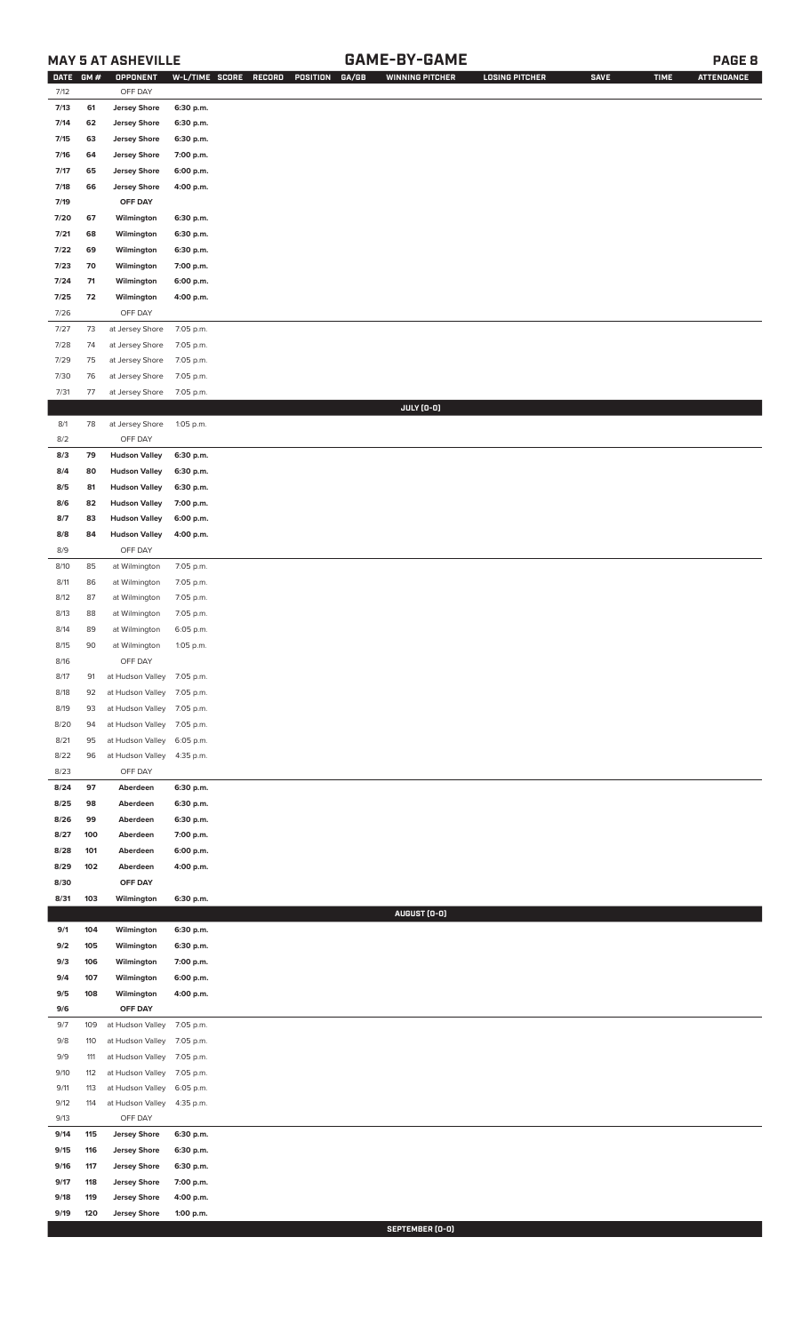**MAY 5 AT ASHEVILLE**

## GAME-BY-GAME

| DATE | GM # | OPPONENT | W-L/TIME | SCORE | RECORD | POSITION | GA/GB | WINNING PITCHER | LOSING PITCHER | SAVE | TIME | ATTENDANCE |
|---|---|---|---|---|---|---|---|---|---|---|---|---|
| 7/12 | | OFF DAY | | | | | | | | | | |
| 7/13 | 61 | Jersey Shore | 6:30 p.m. | | | | | | | | | |
| 7/14 | 62 | Jersey Shore | 6:30 p.m. | | | | | | | | | |
| 7/15 | 63 | Jersey Shore | 6:30 p.m. | | | | | | | | | |
| 7/16 | 64 | Jersey Shore | 7:00 p.m. | | | | | | | | | |
| 7/17 | 65 | Jersey Shore | 6:00 p.m. | | | | | | | | | |
| 7/18 | 66 | Jersey Shore | 4:00 p.m. | | | | | | | | | |
| 7/19 | | OFF DAY | | | | | | | | | | |
| 7/20 | 67 | Wilmington | 6:30 p.m. | | | | | | | | | |
| 7/21 | 68 | Wilmington | 6:30 p.m. | | | | | | | | | |
| 7/22 | 69 | Wilmington | 6:30 p.m. | | | | | | | | | |
| 7/23 | 70 | Wilmington | 7:00 p.m. | | | | | | | | | |
| 7/24 | 71 | Wilmington | 6:00 p.m. | | | | | | | | | |
| 7/25 | 72 | Wilmington | 4:00 p.m. | | | | | | | | | |
| 7/26 | | OFF DAY | | | | | | | | | | |
| 7/27 | 73 | at Jersey Shore | 7:05 p.m. | | | | | | | | | |
| 7/28 | 74 | at Jersey Shore | 7:05 p.m. | | | | | | | | | |
| 7/29 | 75 | at Jersey Shore | 7:05 p.m. | | | | | | | | | |
| 7/30 | 76 | at Jersey Shore | 7:05 p.m. | | | | | | | | | |
| 7/31 | 77 | at Jersey Shore | 7:05 p.m. | | | | | | | | | |
| | | | | | | | | **JULY (0-0)** | | | | |
| 8/1 | 78 | at Jersey Shore | 1:05 p.m. | | | | | | | | | |
| 8/2 | | OFF DAY | | | | | | | | | | |
| 8/3 | 79 | Hudson Valley | 6:30 p.m. | | | | | | | | | |
| 8/4 | 80 | Hudson Valley | 6:30 p.m. | | | | | | | | | |
| 8/5 | 81 | Hudson Valley | 6:30 p.m. | | | | | | | | | |
| 8/6 | 82 | Hudson Valley | 7:00 p.m. | | | | | | | | | |
| 8/7 | 83 | Hudson Valley | 6:00 p.m. | | | | | | | | | |
| 8/8 | 84 | Hudson Valley | 4:00 p.m. | | | | | | | | | |
| 8/9 | | OFF DAY | | | | | | | | | | |
| 8/10 | 85 | at Wilmington | 7:05 p.m. | | | | | | | | | |
| 8/11 | 86 | at Wilmington | 7:05 p.m. | | | | | | | | | |
| 8/12 | 87 | at Wilmington | 7:05 p.m. | | | | | | | | | |
| 8/13 | 88 | at Wilmington | 7:05 p.m. | | | | | | | | | |
| 8/14 | 89 | at Wilmington | 6:05 p.m. | | | | | | | | | |
| 8/15 | 90 | at Wilmington | 1:05 p.m. | | | | | | | | | |
| 8/16 | | OFF DAY | | | | | | | | | | |
| 8/17 | 91 | at Hudson Valley | 7:05 p.m. | | | | | | | | | |
| 8/18 | 92 | at Hudson Valley | 7:05 p.m. | | | | | | | | | |
| 8/19 | 93 | at Hudson Valley | 7:05 p.m. | | | | | | | | | |
| 8/20 | 94 | at Hudson Valley | 7:05 p.m. | | | | | | | | | |
| 8/21 | 95 | at Hudson Valley | 6:05 p.m. | | | | | | | | | |
| 8/22 | 96 | at Hudson Valley | 4:35 p.m. | | | | | | | | | |
| 8/23 | | OFF DAY | | | | | | | | | | |
| 8/24 | 97 | Aberdeen | 6:30 p.m. | | | | | | | | | |
| 8/25 | 98 | Aberdeen | 6:30 p.m. | | | | | | | | | |
| 8/26 | 99 | Aberdeen | 6:30 p.m. | | | | | | | | | |
| 8/27 | 100 | Aberdeen | 7:00 p.m. | | | | | | | | | |
| 8/28 | 101 | Aberdeen | 6:00 p.m. | | | | | | | | | |
| 8/29 | 102 | Aberdeen | 4:00 p.m. | | | | | | | | | |
| 8/30 | | OFF DAY | | | | | | | | | | |
| 8/31 | 103 | Wilmington | 6:30 p.m. | | | | | | | | | |
| | | | | | | | | **AUGUST (0-0)** | | | | |
| 9/1 | 104 | Wilmington | 6:30 p.m. | | | | | | | | | |
| 9/2 | 105 | Wilmington | 6:30 p.m. | | | | | | | | | |
| 9/3 | 106 | Wilmington | 7:00 p.m. | | | | | | | | | |
| 9/4 | 107 | Wilmington | 6:00 p.m. | | | | | | | | | |
| 9/5 | 108 | Wilmington | 4:00 p.m. | | | | | | | | | |
| 9/6 | | OFF DAY | | | | | | | | | | |
| 9/7 | 109 | at Hudson Valley | 7:05 p.m. | | | | | | | | | |
| 9/8 | 110 | at Hudson Valley | 7:05 p.m. | | | | | | | | | |
| 9/9 | 111 | at Hudson Valley | 7:05 p.m. | | | | | | | | | |
| 9/10 | 112 | at Hudson Valley | 7:05 p.m. | | | | | | | | | |
| 9/11 | 113 | at Hudson Valley | 6:05 p.m. | | | | | | | | | |
| 9/12 | 114 | at Hudson Valley | 4:35 p.m. | | | | | | | | | |
| 9/13 | | OFF DAY | | | | | | | | | | |
| 9/14 | 115 | Jersey Shore | 6:30 p.m. | | | | | | | | | |
| 9/15 | 116 | Jersey Shore | 6:30 p.m. | | | | | | | | | |
| 9/16 | 117 | Jersey Shore | 6:30 p.m. | | | | | | | | | |
| 9/17 | 118 | Jersey Shore | 7:00 p.m. | | | | | | | | | |
| 9/18 | 119 | Jersey Shore | 4:00 p.m. | | | | | | | | | |
| 9/19 | 120 | Jersey Shore | 1:00 p.m. | | | | | | | | | |
| | | | | | | | | **SEPTEMBER (0-0)** | | | | |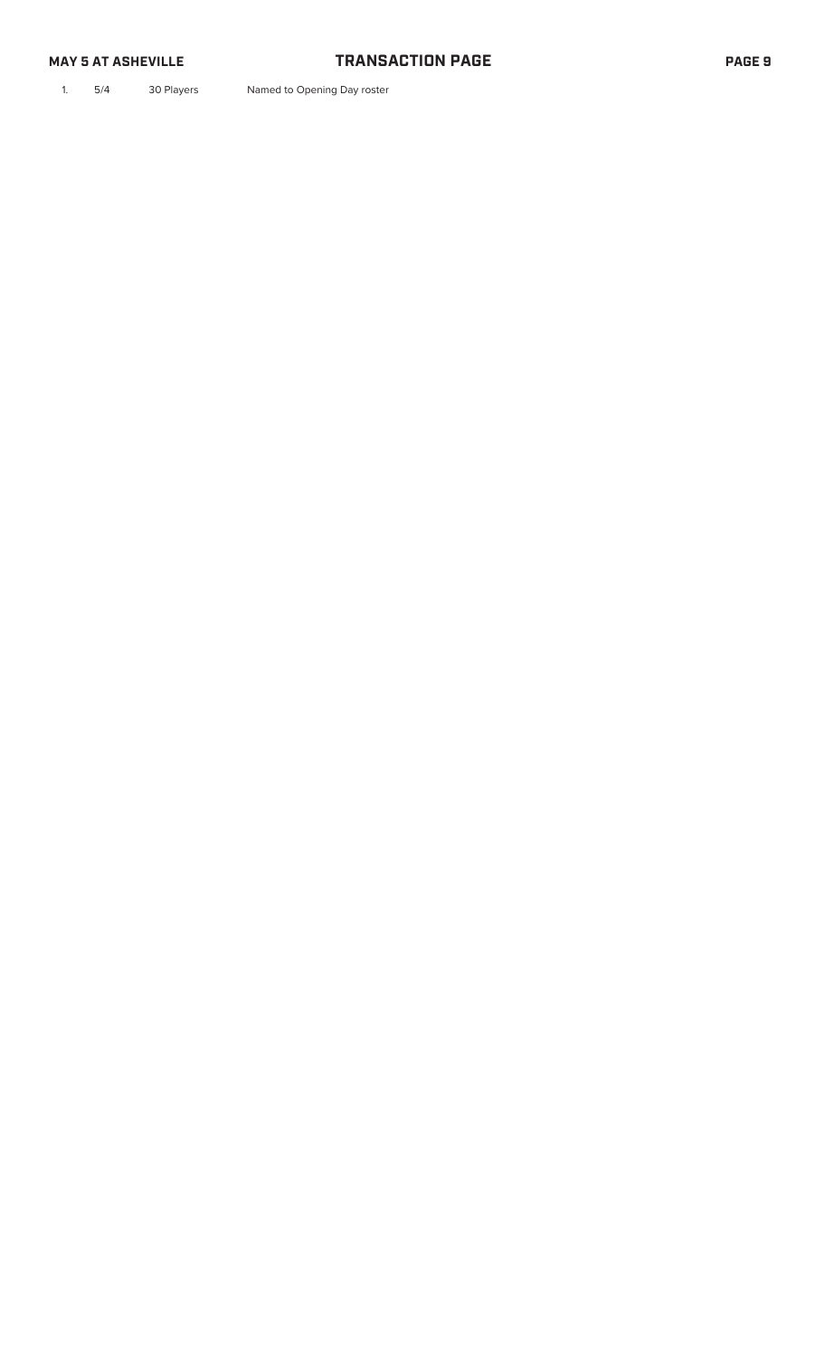# TRANSACTION PAGE

| | | | |
|---|---|---|---|
| 1. | 5/4 | 30 Players | Named to Opening Day roster |